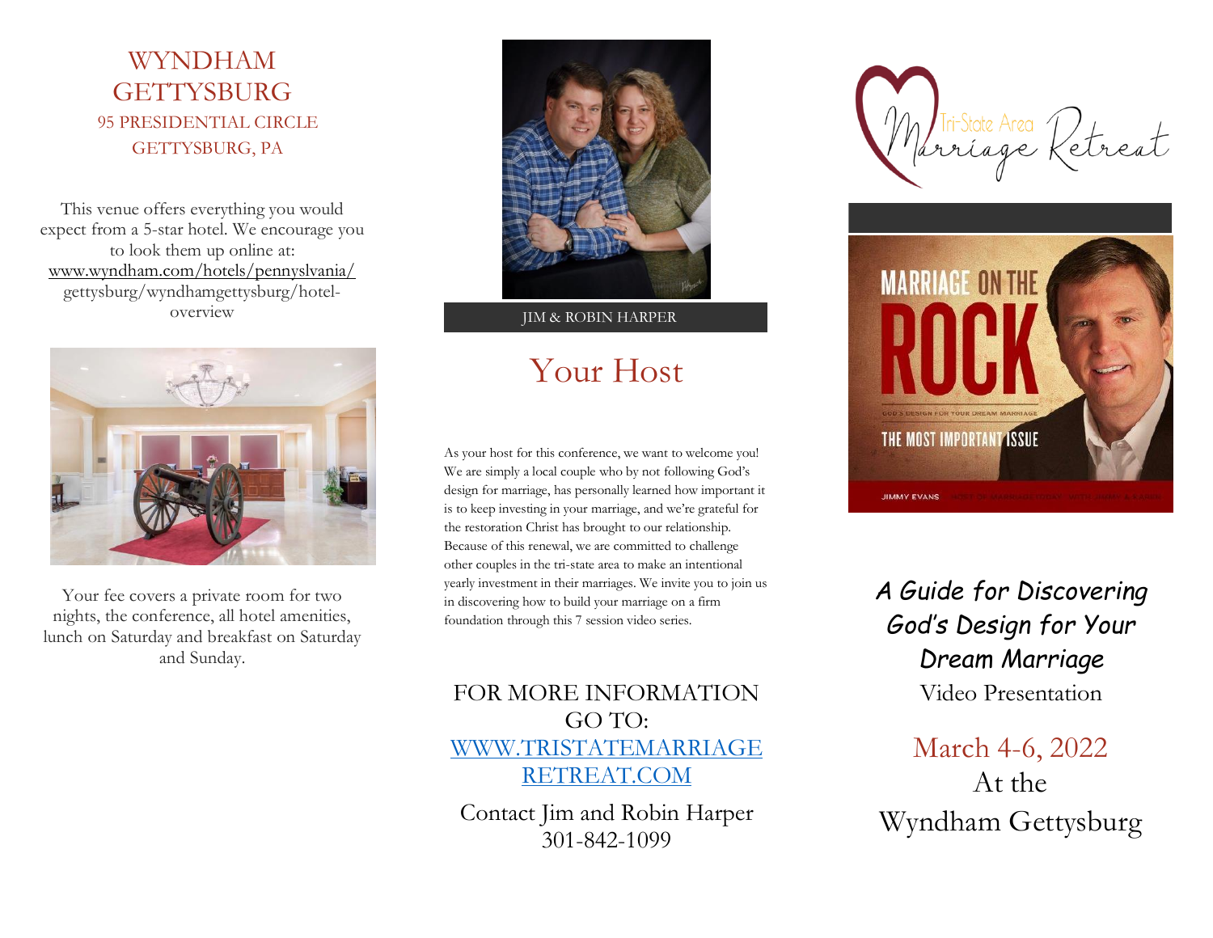# WYNDHAM GETTYSBURG

95 PRESIDENTIAL CIRCLE
GETTYSBURG, PA

This venue offers everything you would expect from a 5-star hotel. We encourage you to look them up online at: www.wyndham.com/hotels/pennyslvania/gettysburg/wyndhamgettysburg/hotel-overview

Your fee covers a private room for two nights, the conference, all hotel amenities, lunch on Saturday and breakfast on Saturday and Sunday.

JIM & ROBIN HARPER

## Your Host

As your host for this conference, we want to welcome you! We are simply a local couple who by not following God's design for marriage, has personally learned how important it is to keep investing in your marriage, and we're grateful for the restoration Christ has brought to our relationship. Because of this renewal, we are committed to challenge other couples in the tri-state area to make an intentional yearly investment in their marriages. We invite you to join us in discovering how to build your marriage on a firm foundation through this 7 session video series.

FOR MORE INFORMATION GO TO: WWW.TRISTATEMARRIAGERETREAT.COM

Contact Jim and Robin Harper
301-842-1099

# Tri-State Area Marriage Retreat

MARRIAGE ON THE ROCK

GOD'S DESIGN FOR YOUR DREAM MARRIAGE

THE MOST IMPORTANT ISSUE

JIMMY EVANS

*A Guide for Discovering God's Design for Your Dream Marriage*

Video Presentation

March 4-6, 2022

At the

Wyndham Gettysburg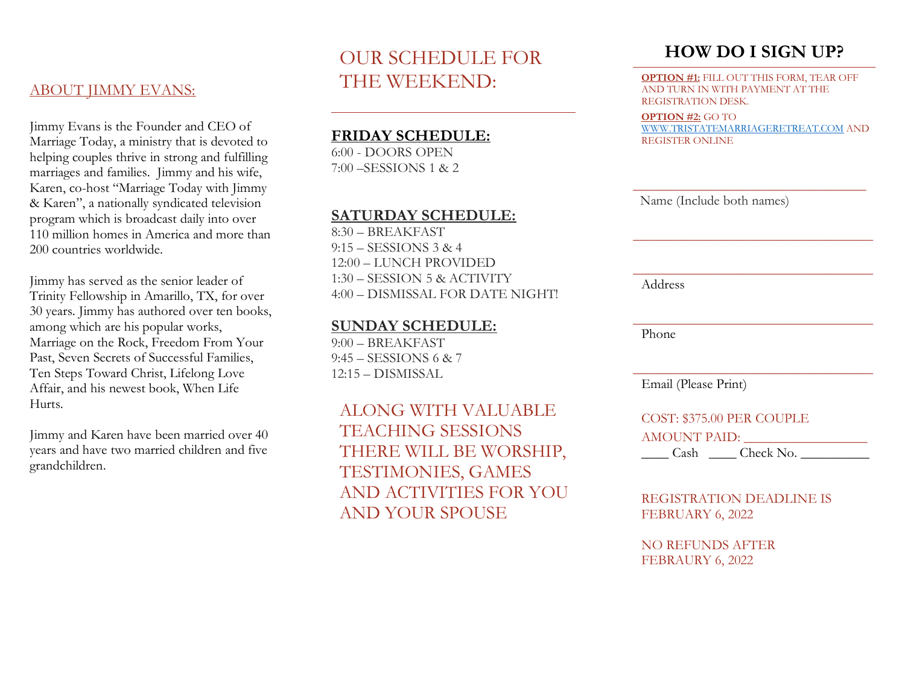## ABOUT JIMMY EVANS:

Jimmy Evans is the Founder and CEO of Marriage Today, a ministry that is devoted to helping couples thrive in strong and fulfilling marriages and families. Jimmy and his wife, Karen, co-host "Marriage Today with Jimmy & Karen", a nationally syndicated television program which is broadcast daily into over 110 million homes in America and more than 200 countries worldwide.

Jimmy has served as the senior leader of Trinity Fellowship in Amarillo, TX, for over 30 years. Jimmy has authored over ten books, among which are his popular works, Marriage on the Rock, Freedom From Your Past, Seven Secrets of Successful Families, Ten Steps Toward Christ, Lifelong Love Affair, and his newest book, When Life Hurts.

Jimmy and Karen have been married over 40 years and have two married children and five grandchildren.

## OUR SCHEDULE FOR THE WEEKEND:

### FRIDAY SCHEDULE:

6:00 - DOORS OPEN
7:00 –SESSIONS 1 & 2

### SATURDAY SCHEDULE:

8:30 – BREAKFAST
9:15 – SESSIONS 3 & 4
12:00 – LUNCH PROVIDED
1:30 – SESSION 5 & ACTIVITY
4:00 – DISMISSAL FOR DATE NIGHT!

### SUNDAY SCHEDULE:

9:00 – BREAKFAST
9:45 – SESSIONS 6 & 7
12:15 – DISMISSAL

ALONG WITH VALUABLE TEACHING SESSIONS THERE WILL BE WORSHIP, TESTIMONIES, GAMES AND ACTIVITIES FOR YOU AND YOUR SPOUSE

## HOW DO I SIGN UP?

**OPTION #1:** FILL OUT THIS FORM, TEAR OFF AND TURN IN WITH PAYMENT AT THE REGISTRATION DESK.

**OPTION #2:** GO TO WWW.TRISTATEMARRIAGERETREAT.COM AND REGISTER ONLINE

________________________________
Name (Include both names)

________________________________

________________________________
Address

________________________________
Phone

________________________________
Email (Please Print)

COST: $375.00 PER COUPLE
AMOUNT PAID: ________________
____ Cash ____ Check No. __________

REGISTRATION DEADLINE IS FEBRUARY 6, 2022

NO REFUNDS AFTER FEBRAURY 6, 2022